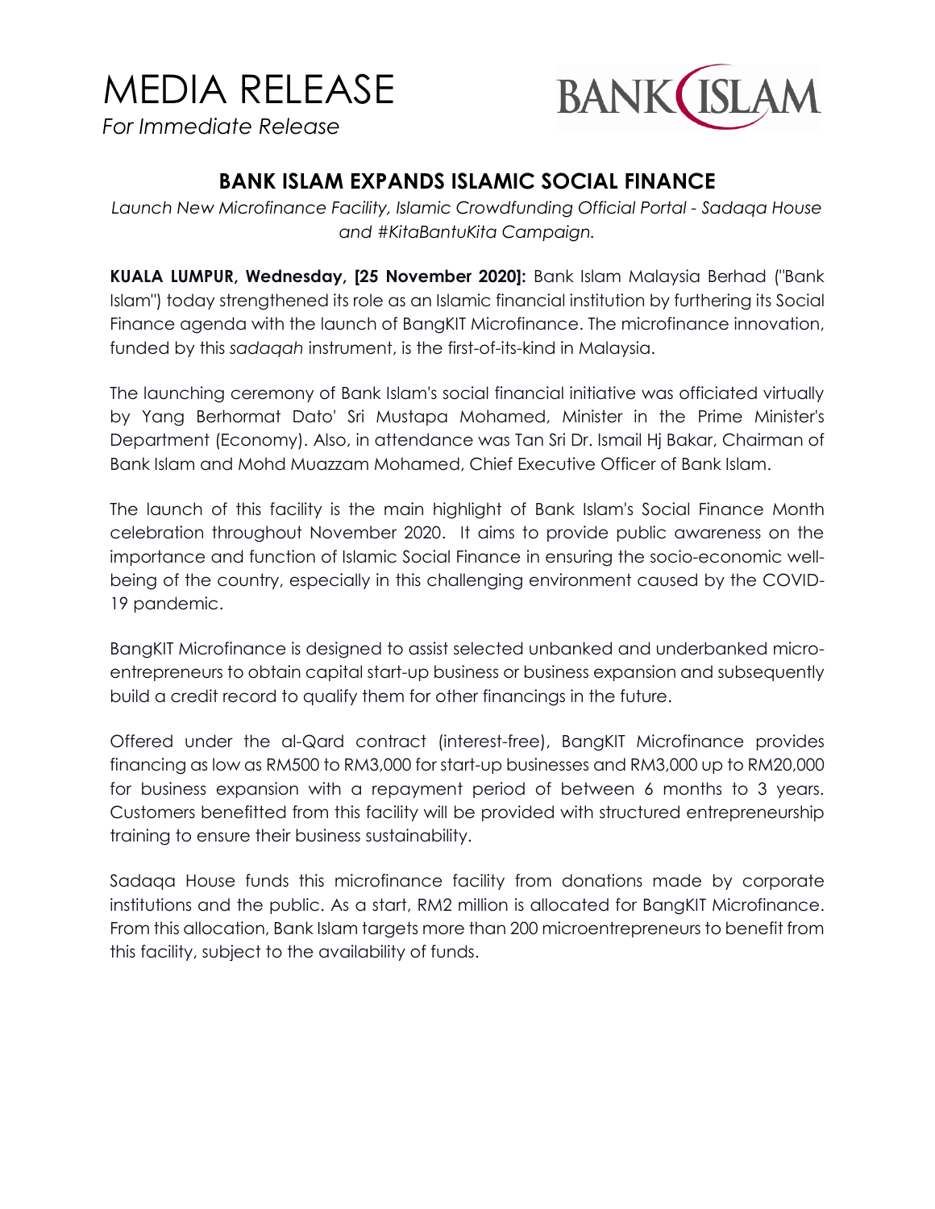# MEDIA RELEASE

*For Immediate Release*

BANK ISLAM

## BANK ISLAM EXPANDS ISLAMIC SOCIAL FINANCE

*Launch New Microfinance Facility, Islamic Crowdfunding Official Portal - Sadaqa House and #KitaBantuKita Campaign.*

**KUALA LUMPUR, Wednesday, [25 November 2020]:** Bank Islam Malaysia Berhad ("Bank Islam") today strengthened its role as an Islamic financial institution by furthering its Social Finance agenda with the launch of BangKIT Microfinance. The microfinance innovation, funded by this *sadaqah* instrument, is the first-of-its-kind in Malaysia.

The launching ceremony of Bank Islam's social financial initiative was officiated virtually by Yang Berhormat Dato' Sri Mustapa Mohamed, Minister in the Prime Minister's Department (Economy). Also, in attendance was Tan Sri Dr. Ismail Hj Bakar, Chairman of Bank Islam and Mohd Muazzam Mohamed, Chief Executive Officer of Bank Islam.

The launch of this facility is the main highlight of Bank Islam's Social Finance Month celebration throughout November 2020. It aims to provide public awareness on the importance and function of Islamic Social Finance in ensuring the socio-economic well-being of the country, especially in this challenging environment caused by the COVID-19 pandemic.

BangKIT Microfinance is designed to assist selected unbanked and underbanked micro-entrepreneurs to obtain capital start-up business or business expansion and subsequently build a credit record to qualify them for other financings in the future.

Offered under the al-Qard contract (interest-free), BangKIT Microfinance provides financing as low as RM500 to RM3,000 for start-up businesses and RM3,000 up to RM20,000 for business expansion with a repayment period of between 6 months to 3 years. Customers benefitted from this facility will be provided with structured entrepreneurship training to ensure their business sustainability.

Sadaqa House funds this microfinance facility from donations made by corporate institutions and the public. As a start, RM2 million is allocated for BangKIT Microfinance. From this allocation, Bank Islam targets more than 200 microentrepreneurs to benefit from this facility, subject to the availability of funds.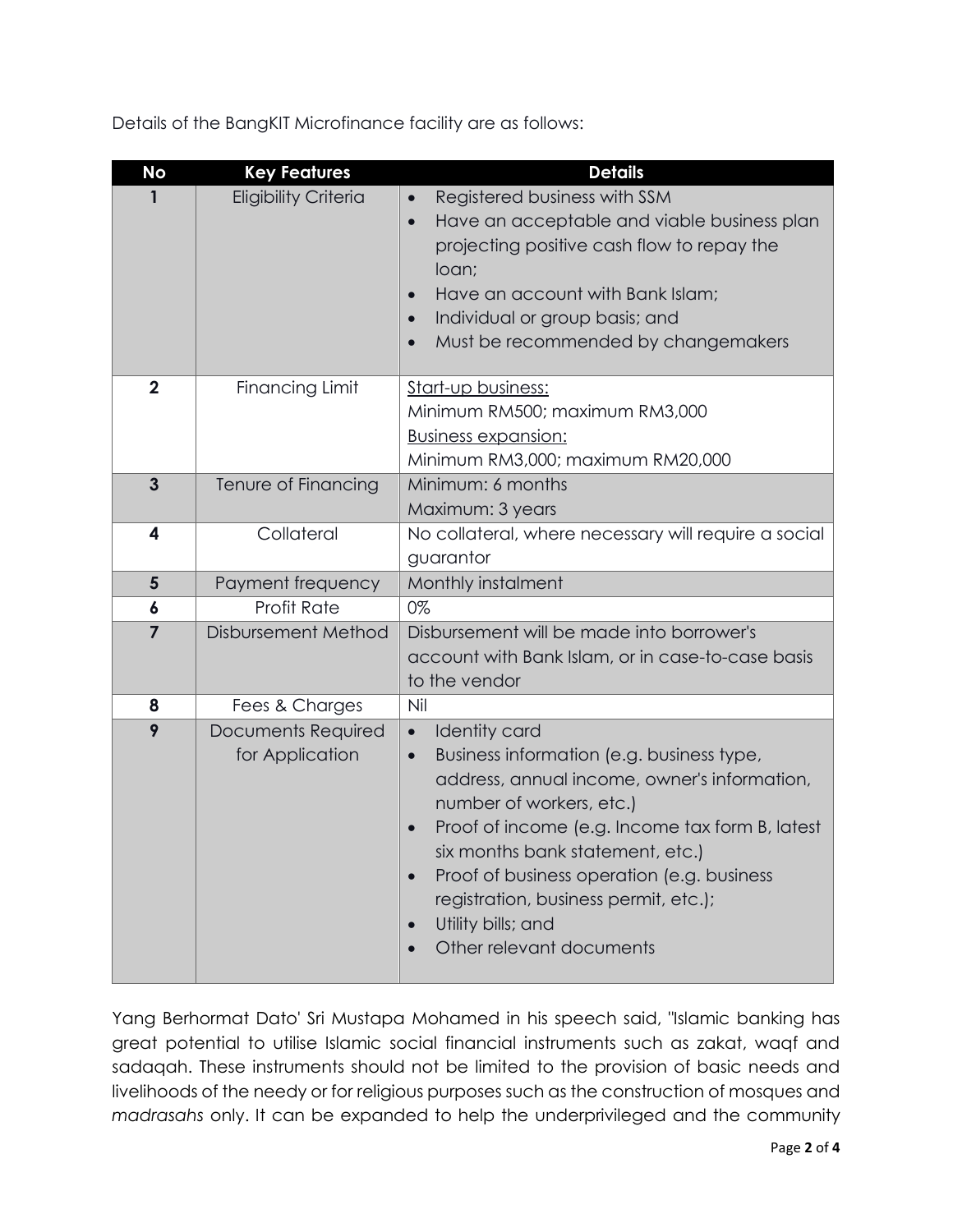Details of the BangKIT Microfinance facility are as follows:

| No | Key Features | Details |
|---|---|---|
| 1 | Eligibility Criteria | • Registered business with SSM<br>• Have an acceptable and viable business plan projecting positive cash flow to repay the loan;<br>• Have an account with Bank Islam;<br>• Individual or group basis; and<br>• Must be recommended by changemakers |
| 2 | Financing Limit | <u>Start-up business:</u><br>Minimum RM500; maximum RM3,000<br><u>Business expansion:</u><br>Minimum RM3,000; maximum RM20,000 |
| 3 | Tenure of Financing | Minimum: 6 months<br>Maximum: 3 years |
| 4 | Collateral | No collateral, where necessary will require a social guarantor |
| 5 | Payment frequency | Monthly instalment |
| 6 | Profit Rate | 0% |
| 7 | Disbursement Method | Disbursement will be made into borrower's account with Bank Islam, or in case-to-case basis to the vendor |
| 8 | Fees & Charges | Nil |
| 9 | Documents Required for Application | • Identity card<br>• Business information (e.g. business type, address, annual income, owner's information, number of workers, etc.)<br>• Proof of income (e.g. Income tax form B, latest six months bank statement, etc.)<br>• Proof of business operation (e.g. business registration, business permit, etc.);<br>• Utility bills; and<br>• Other relevant documents |

Yang Berhormat Dato' Sri Mustapa Mohamed in his speech said, "Islamic banking has great potential to utilise Islamic social financial instruments such as zakat, waqf and sadaqah. These instruments should not be limited to the provision of basic needs and livelihoods of the needy or for religious purposes such as the construction of mosques and *madrasahs* only. It can be expanded to help the underprivileged and the community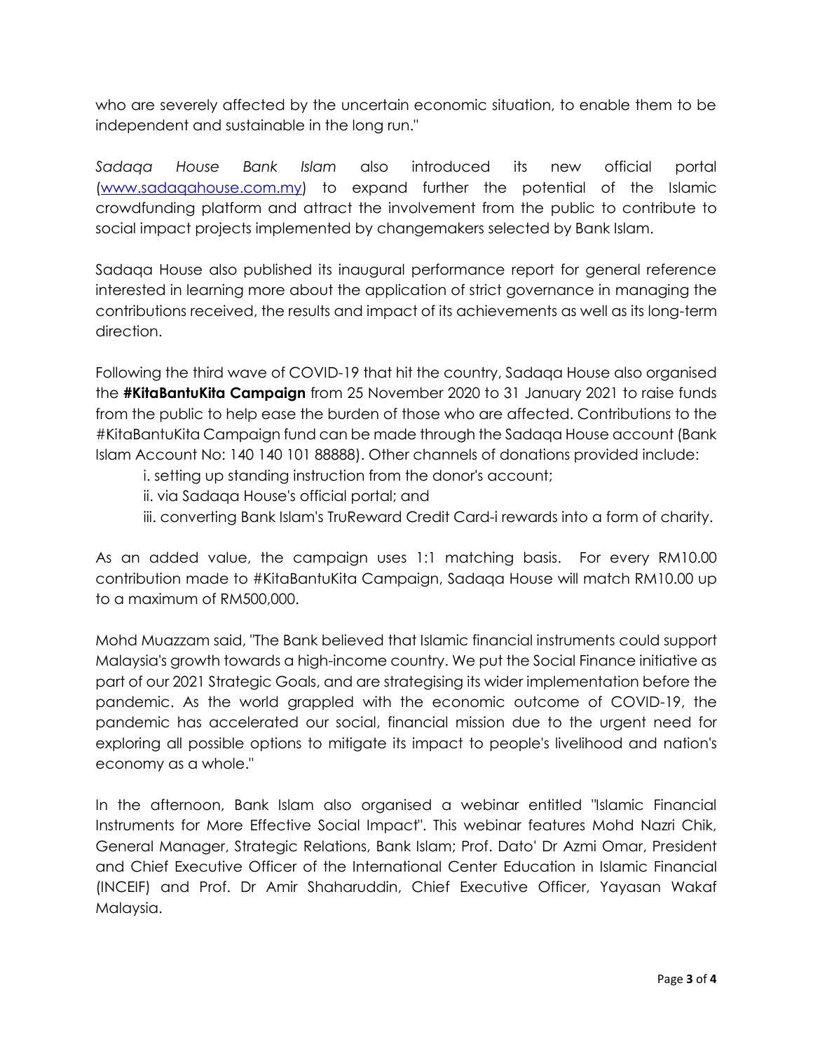who are severely affected by the uncertain economic situation, to enable them to be independent and sustainable in the long run."

*Sadaqa House Bank Islam* also introduced its new official portal ([www.sadaqahouse.com.my](http://www.sadaqahouse.com.my)) to expand further the potential of the Islamic crowdfunding platform and attract the involvement from the public to contribute to social impact projects implemented by changemakers selected by Bank Islam.

Sadaqa House also published its inaugural performance report for general reference interested in learning more about the application of strict governance in managing the contributions received, the results and impact of its achievements as well as its long-term direction.

Following the third wave of COVID-19 that hit the country, Sadaqa House also organised the **#KitaBantuKita Campaign** from 25 November 2020 to 31 January 2021 to raise funds from the public to help ease the burden of those who are affected. Contributions to the #KitaBantuKita Campaign fund can be made through the Sadaqa House account (Bank Islam Account No: 140 140 101 88888). Other channels of donations provided include:

i. setting up standing instruction from the donor's account;
ii. via Sadaqa House's official portal; and
iii. converting Bank Islam's TruReward Credit Card-i rewards into a form of charity.

As an added value, the campaign uses 1:1 matching basis. For every RM10.00 contribution made to #KitaBantuKita Campaign, Sadaqa House will match RM10.00 up to a maximum of RM500,000.

Mohd Muazzam said, "The Bank believed that Islamic financial instruments could support Malaysia's growth towards a high-income country. We put the Social Finance initiative as part of our 2021 Strategic Goals, and are strategising its wider implementation before the pandemic. As the world grappled with the economic outcome of COVID-19, the pandemic has accelerated our social, financial mission due to the urgent need for exploring all possible options to mitigate its impact to people's livelihood and nation's economy as a whole."

In the afternoon, Bank Islam also organised a webinar entitled "Islamic Financial Instruments for More Effective Social Impact". This webinar features Mohd Nazri Chik, General Manager, Strategic Relations, Bank Islam; Prof. Dato' Dr Azmi Omar, President and Chief Executive Officer of the International Center Education in Islamic Financial (INCEIF) and Prof. Dr Amir Shaharuddin, Chief Executive Officer, Yayasan Wakaf Malaysia.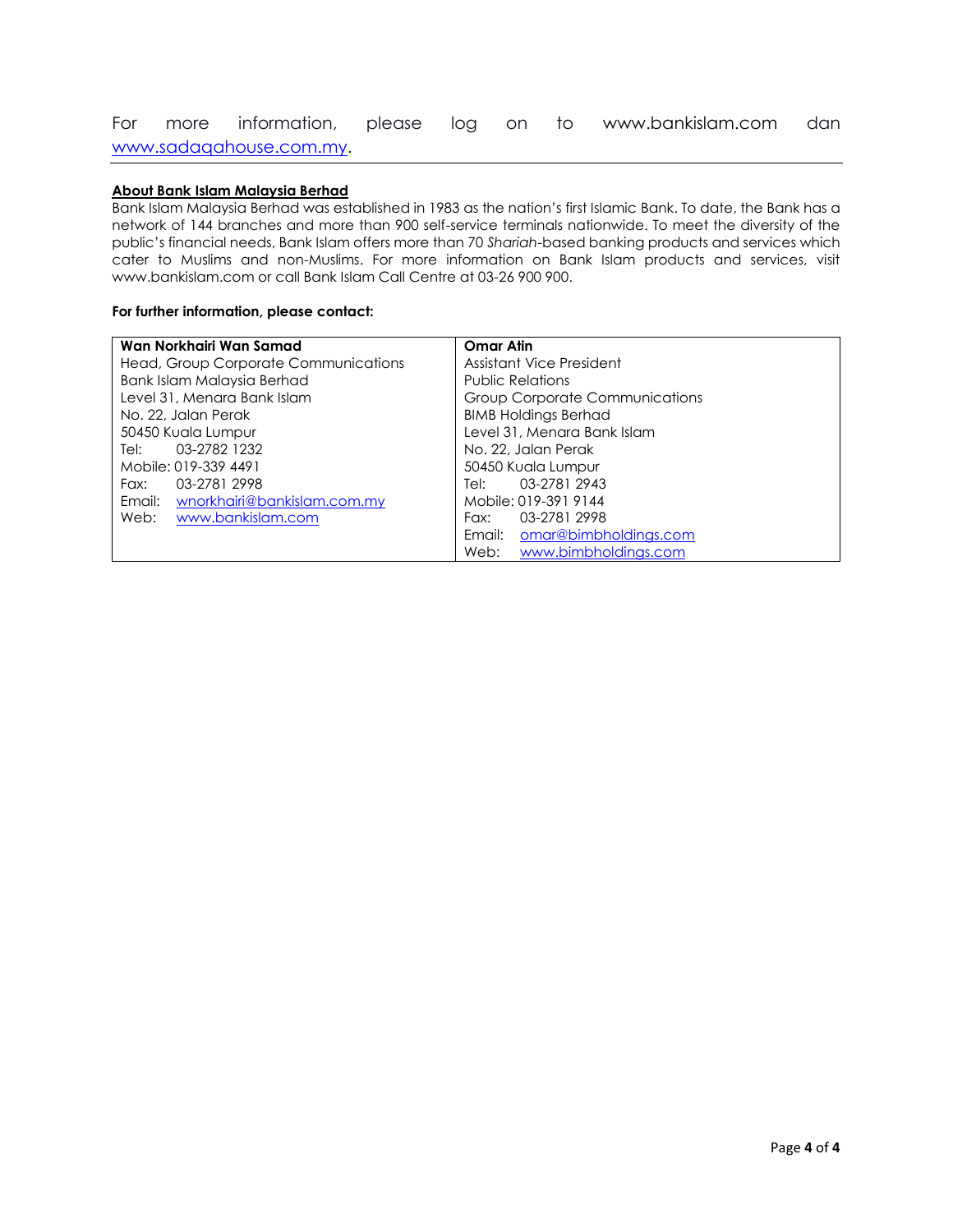For more information, please log on to www.bankislam.com dan [www.sadaqahouse.com.my](http://www.sadaqahouse.com.my).

---

**About Bank Islam Malaysia Berhad**

Bank Islam Malaysia Berhad was established in 1983 as the nation's first Islamic Bank. To date, the Bank has a network of 144 branches and more than 900 self-service terminals nationwide. To meet the diversity of the public's financial needs, Bank Islam offers more than 70 *Shariah*-based banking products and services which cater to Muslims and non-Muslims. For more information on Bank Islam products and services, visit www.bankislam.com or call Bank Islam Call Centre at 03-26 900 900.

**For further information, please contact:**

| | |
|---|---|
| **Wan Norkhairi Wan Samad** | **Omar Atin** |
| Head, Group Corporate Communications | Assistant Vice President |
| Bank Islam Malaysia Berhad | Public Relations |
| Level 31, Menara Bank Islam | Group Corporate Communications |
| No. 22, Jalan Perak | BIMB Holdings Berhad |
| 50450 Kuala Lumpur | Level 31, Menara Bank Islam |
| Tel: 03-2782 1232 | No. 22, Jalan Perak |
| Mobile: 019-339 4491 | 50450 Kuala Lumpur |
| Fax: 03-2781 2998 | Tel: 03-2781 2943 |
| Email: wnorkhairi@bankislam.com.my | Mobile: 019-391 9144 |
| Web: www.bankislam.com | Fax: 03-2781 2998 |
| | Email: omar@bimbholdings.com |
| | Web: www.bimbholdings.com |